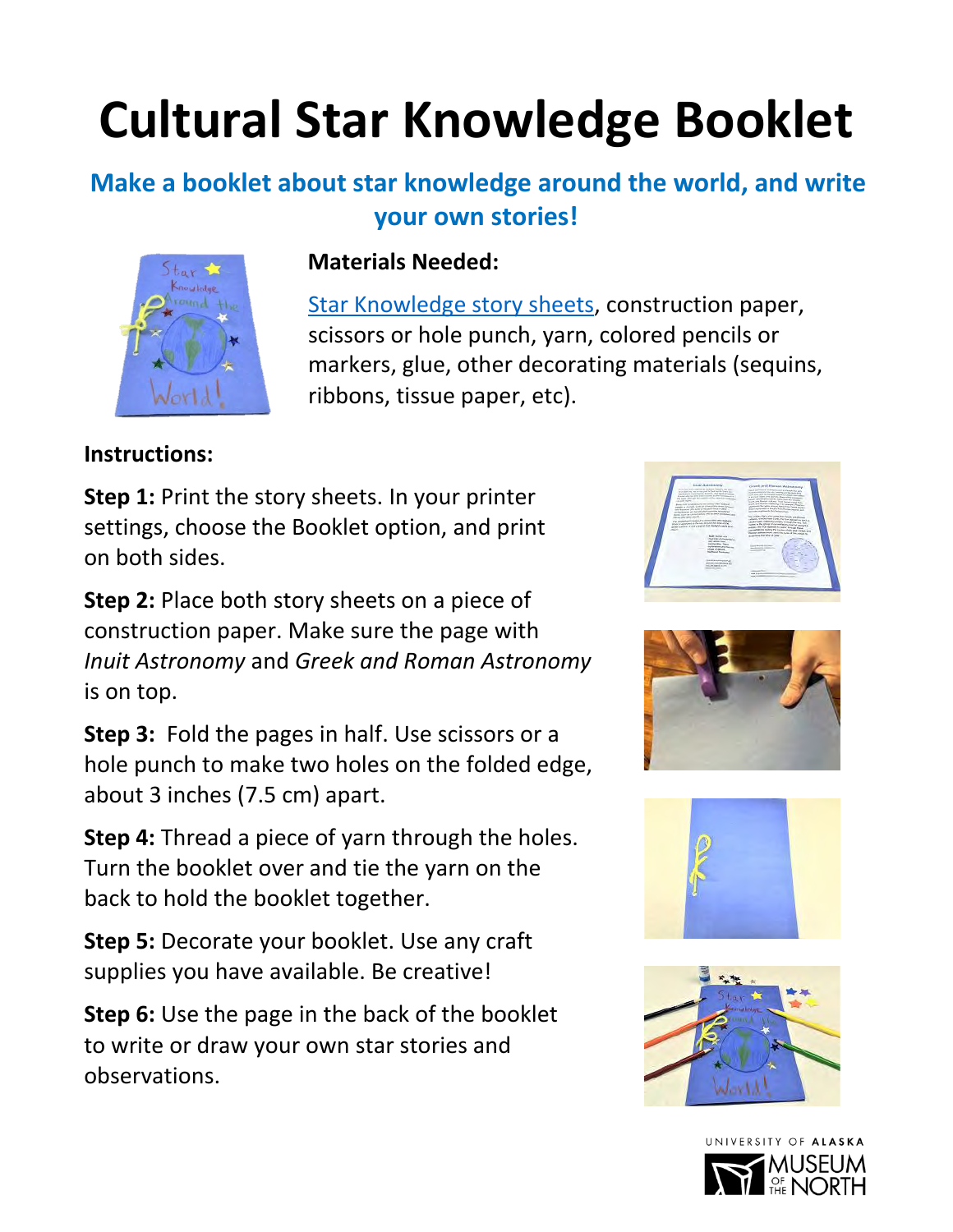# Cultural Star Knowledge Booklet

## Make a booklet about star knowledge around the world, and write your own stories!

**Materials Needed:**

Star Knowledge story sheets, construction paper, scissors or hole punch, yarn, colored pencils or markers, glue, other decorating materials (sequins, ribbons, tissue paper, etc).

**Instructions:**

**Step 1:** Print the story sheets. In your printer settings, choose the Booklet option, and print on both sides.

**Step 2:** Place both story sheets on a piece of construction paper. Make sure the page with *Inuit Astronomy* and *Greek and Roman Astronomy* is on top.

**Step 3:** Fold the pages in half. Use scissors or a hole punch to make two holes on the folded edge, about 3 inches (7.5 cm) apart.

**Step 4:** Thread a piece of yarn through the holes. Turn the booklet over and tie the yarn on the back to hold the booklet together.

**Step 5:** Decorate your booklet. Use any craft supplies you have available. Be creative!

**Step 6:** Use the page in the back of the booklet to write or draw your own star stories and observations.

UNIVERSITY OF ALASKA MUSEUM OF THE NORTH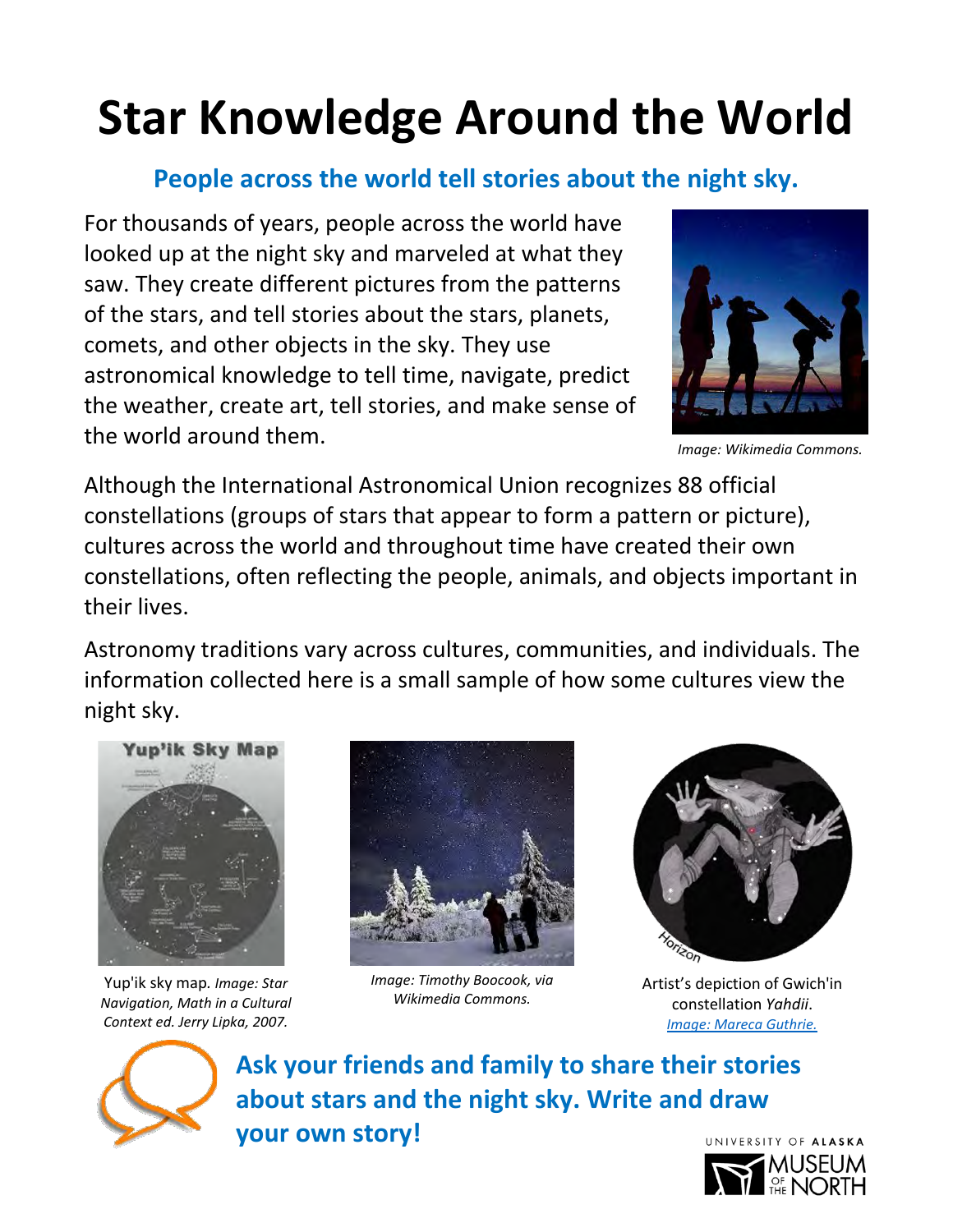# Star Knowledge Around the World

## People across the world tell stories about the night sky.

For thousands of years, people across the world have looked up at the night sky and marveled at what they saw. They create different pictures from the patterns of the stars, and tell stories about the stars, planets, comets, and other objects in the sky. They use astronomical knowledge to tell time, navigate, predict the weather, create art, tell stories, and make sense of the world around them.

*Image: Wikimedia Commons.*

Although the International Astronomical Union recognizes 88 official constellations (groups of stars that appear to form a pattern or picture), cultures across the world and throughout time have created their own constellations, often reflecting the people, animals, and objects important in their lives.

Astronomy traditions vary across cultures, communities, and individuals. The information collected here is a small sample of how some cultures view the night sky.

Yup'ik sky map. *Image: Star Navigation, Math in a Cultural Context ed. Jerry Lipka, 2007.*

*Image: Timothy Boocook, via Wikimedia Commons.*

Artist's depiction of Gwich'in constellation *Yahdii*. *Image: Mareca Guthrie.*

**Ask your friends and family to share their stories about stars and the night sky. Write and draw your own story!**

UNIVERSITY OF ALASKA MUSEUM OF THE NORTH